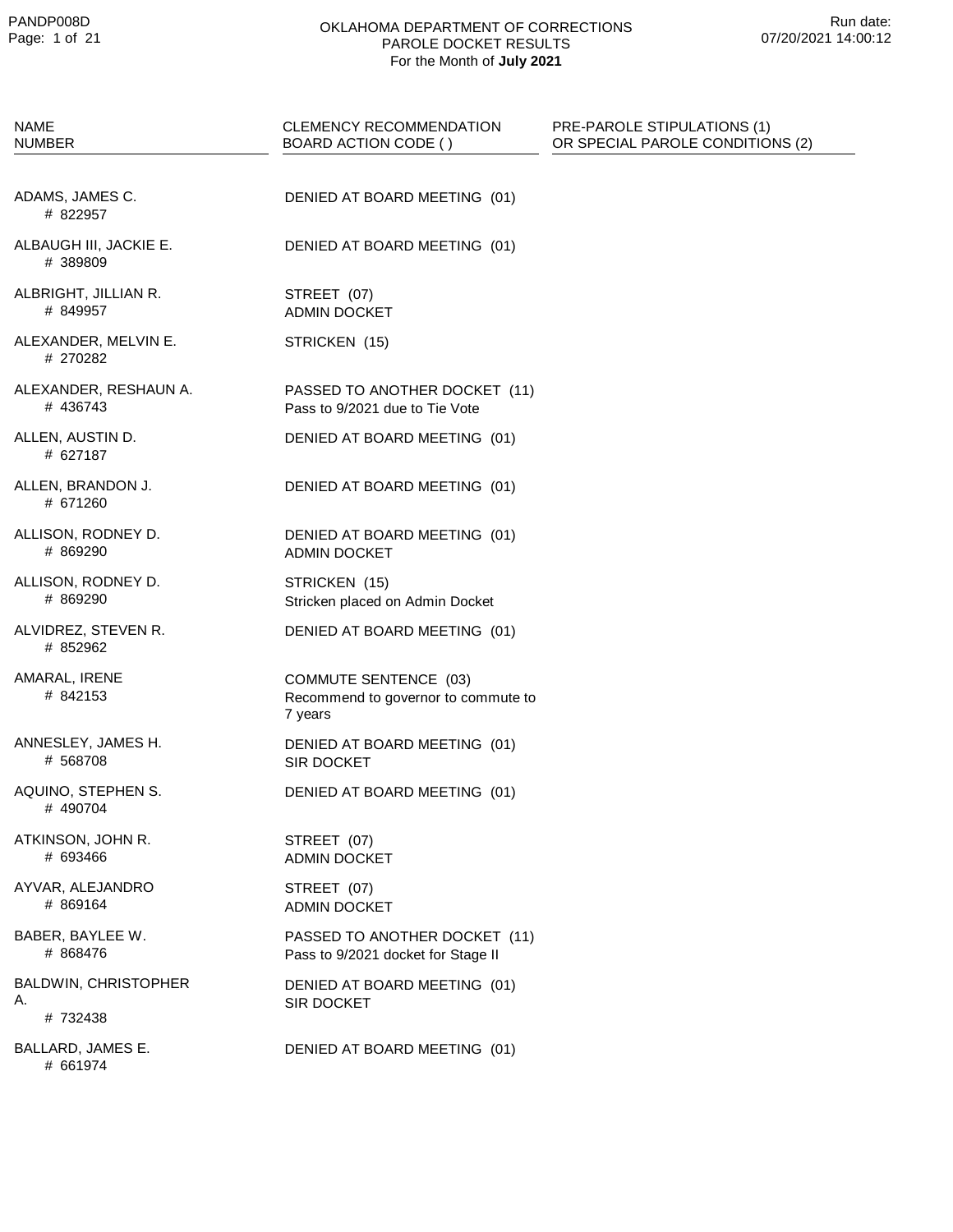# OKLAHOMA DEPARTMENT OF CORRECTIONS
## PAROLE DOCKET RESULTS
### For the Month of **July 2021**

| NAME<br>NUMBER | CLEMENCY RECOMMENDATION<br>BOARD ACTION CODE ( ) | PRE-PAROLE STIPULATIONS (1)<br>OR SPECIAL PAROLE CONDITIONS (2) |
|---|---|---|
| ADAMS, JAMES C.<br># 822957 | DENIED AT BOARD MEETING (01) | |
| ALBAUGH III, JACKIE E.<br># 389809 | DENIED AT BOARD MEETING (01) | |
| ALBRIGHT, JILLIAN R.<br># 849957 | STREET (07)<br>ADMIN DOCKET | |
| ALEXANDER, MELVIN E.<br># 270282 | STRICKEN (15) | |
| ALEXANDER, RESHAUN A.<br># 436743 | PASSED TO ANOTHER DOCKET (11)<br>Pass to 9/2021 due to Tie Vote | |
| ALLEN, AUSTIN D.<br># 627187 | DENIED AT BOARD MEETING (01) | |
| ALLEN, BRANDON J.<br># 671260 | DENIED AT BOARD MEETING (01) | |
| ALLISON, RODNEY D.<br># 869290 | DENIED AT BOARD MEETING (01)<br>ADMIN DOCKET | |
| ALLISON, RODNEY D.<br># 869290 | STRICKEN (15)<br>Stricken placed on Admin Docket | |
| ALVIDREZ, STEVEN R.<br># 852962 | DENIED AT BOARD MEETING (01) | |
| AMARAL, IRENE<br># 842153 | COMMUTE SENTENCE (03)<br>Recommend to governor to commute to 7 years | |
| ANNESLEY, JAMES H.<br># 568708 | DENIED AT BOARD MEETING (01)<br>SIR DOCKET | |
| AQUINO, STEPHEN S.<br># 490704 | DENIED AT BOARD MEETING (01) | |
| ATKINSON, JOHN R.<br># 693466 | STREET (07)<br>ADMIN DOCKET | |
| AYVAR, ALEJANDRO<br># 869164 | STREET (07)<br>ADMIN DOCKET | |
| BABER, BAYLEE W.<br># 868476 | PASSED TO ANOTHER DOCKET (11)<br>Pass to 9/2021 docket for Stage II | |
| BALDWIN, CHRISTOPHER A.<br># 732438 | DENIED AT BOARD MEETING (01)<br>SIR DOCKET | |
| BALLARD, JAMES E.<br># 661974 | DENIED AT BOARD MEETING (01) | |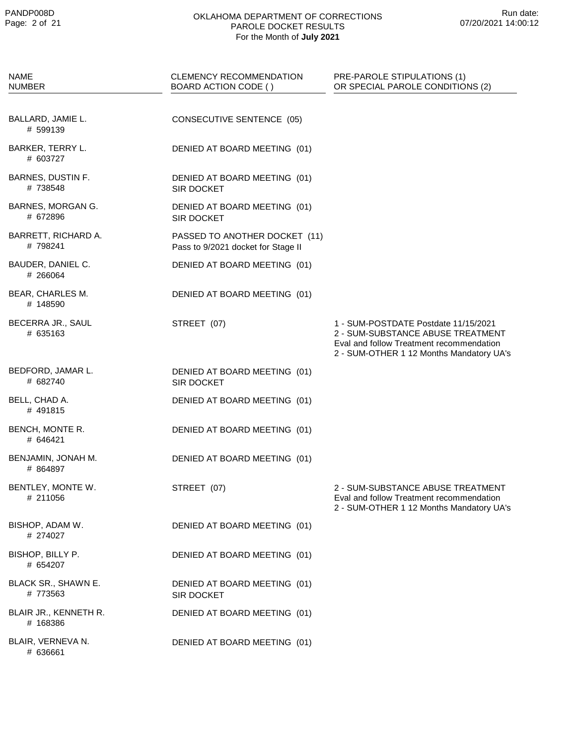| NAME<br>NUMBER | CLEMENCY RECOMMENDATION<br>BOARD ACTION CODE ( ) | PRE-PAROLE STIPULATIONS (1)<br>OR SPECIAL PAROLE CONDITIONS (2) |
|---|---|---|
| BALLARD, JAMIE L.<br># 599139 | CONSECUTIVE SENTENCE (05) | |
| BARKER, TERRY L.<br># 603727 | DENIED AT BOARD MEETING (01) | |
| BARNES, DUSTIN F.<br># 738548 | DENIED AT BOARD MEETING (01)<br>SIR DOCKET | |
| BARNES, MORGAN G.<br># 672896 | DENIED AT BOARD MEETING (01)<br>SIR DOCKET | |
| BARRETT, RICHARD A.<br># 798241 | PASSED TO ANOTHER DOCKET (11)<br>Pass to 9/2021 docket for Stage II | |
| BAUDER, DANIEL C.<br># 266064 | DENIED AT BOARD MEETING (01) | |
| BEAR, CHARLES M.<br># 148590 | DENIED AT BOARD MEETING (01) | |
| BECERRA JR., SAUL<br># 635163 | STREET (07) | 1 - SUM-POSTDATE Postdate 11/15/2021<br>2 - SUM-SUBSTANCE ABUSE TREATMENT Eval and follow Treatment recommendation<br>2 - SUM-OTHER 1 12 Months Mandatory UA's |
| BEDFORD, JAMAR L.<br># 682740 | DENIED AT BOARD MEETING (01)<br>SIR DOCKET | |
| BELL, CHAD A.<br># 491815 | DENIED AT BOARD MEETING (01) | |
| BENCH, MONTE R.<br># 646421 | DENIED AT BOARD MEETING (01) | |
| BENJAMIN, JONAH M.<br># 864897 | DENIED AT BOARD MEETING (01) | |
| BENTLEY, MONTE W.<br># 211056 | STREET (07) | 2 - SUM-SUBSTANCE ABUSE TREATMENT Eval and follow Treatment recommendation<br>2 - SUM-OTHER 1 12 Months Mandatory UA's |
| BISHOP, ADAM W.<br># 274027 | DENIED AT BOARD MEETING (01) | |
| BISHOP, BILLY P.<br># 654207 | DENIED AT BOARD MEETING (01) | |
| BLACK SR., SHAWN E.<br># 773563 | DENIED AT BOARD MEETING (01)<br>SIR DOCKET | |
| BLAIR JR., KENNETH R.<br># 168386 | DENIED AT BOARD MEETING (01) | |
| BLAIR, VERNEVA N.<br># 636661 | DENIED AT BOARD MEETING (01) | |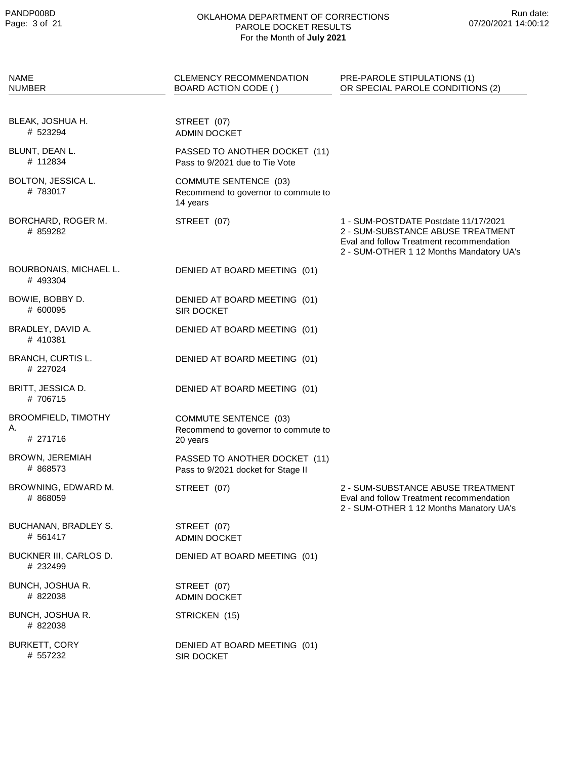OKLAHOMA DEPARTMENT OF CORRECTIONS
PAROLE DOCKET RESULTS
For the Month of **July 2021**

| NAME<br>NUMBER | CLEMENCY RECOMMENDATION<br>BOARD ACTION CODE ( ) | PRE-PAROLE STIPULATIONS (1)<br>OR SPECIAL PAROLE CONDITIONS (2) |
|---|---|---|
| BLEAK, JOSHUA H.<br># 523294 | STREET (07)<br>ADMIN DOCKET | |
| BLUNT, DEAN L.<br># 112834 | PASSED TO ANOTHER DOCKET (11)<br>Pass to 9/2021 due to Tie Vote | |
| BOLTON, JESSICA L.<br># 783017 | COMMUTE SENTENCE (03)<br>Recommend to governor to commute to 14 years | |
| BORCHARD, ROGER M.<br># 859282 | STREET (07) | 1 - SUM-POSTDATE Postdate 11/17/2021<br>2 - SUM-SUBSTANCE ABUSE TREATMENT Eval and follow Treatment recommendation<br>2 - SUM-OTHER 1 12 Months Mandatory UA's |
| BOURBONAIS, MICHAEL L.<br># 493304 | DENIED AT BOARD MEETING (01) | |
| BOWIE, BOBBY D.<br># 600095 | DENIED AT BOARD MEETING (01)<br>SIR DOCKET | |
| BRADLEY, DAVID A.<br># 410381 | DENIED AT BOARD MEETING (01) | |
| BRANCH, CURTIS L.<br># 227024 | DENIED AT BOARD MEETING (01) | |
| BRITT, JESSICA D.<br># 706715 | DENIED AT BOARD MEETING (01) | |
| BROOMFIELD, TIMOTHY A.<br># 271716 | COMMUTE SENTENCE (03)<br>Recommend to governor to commute to 20 years | |
| BROWN, JEREMIAH<br># 868573 | PASSED TO ANOTHER DOCKET (11)<br>Pass to 9/2021 docket for Stage II | |
| BROWNING, EDWARD M.<br># 868059 | STREET (07) | 2 - SUM-SUBSTANCE ABUSE TREATMENT Eval and follow Treatment recommendation<br>2 - SUM-OTHER 1 12 Months Manatory UA's |
| BUCHANAN, BRADLEY S.<br># 561417 | STREET (07)<br>ADMIN DOCKET | |
| BUCKNER III, CARLOS D.<br># 232499 | DENIED AT BOARD MEETING (01) | |
| BUNCH, JOSHUA R.<br># 822038 | STREET (07)<br>ADMIN DOCKET | |
| BUNCH, JOSHUA R.<br># 822038 | STRICKEN (15) | |
| BURKETT, CORY<br># 557232 | DENIED AT BOARD MEETING (01)<br>SIR DOCKET | |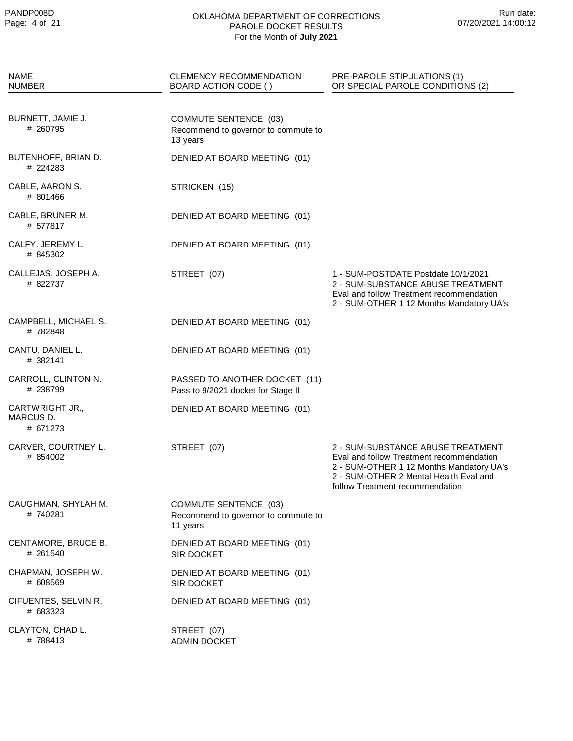OKLAHOMA DEPARTMENT OF CORRECTIONS
PAROLE DOCKET RESULTS
For the Month of **July 2021**

| NAME<br>NUMBER | CLEMENCY RECOMMENDATION<br>BOARD ACTION CODE ( ) | PRE-PAROLE STIPULATIONS (1)<br>OR SPECIAL PAROLE CONDITIONS (2) |
|---|---|---|
| BURNETT, JAMIE J.<br># 260795 | COMMUTE SENTENCE (03)<br>Recommend to governor to commute to 13 years | |
| BUTENHOFF, BRIAN D.<br># 224283 | DENIED AT BOARD MEETING (01) | |
| CABLE, AARON S.<br># 801466 | STRICKEN (15) | |
| CABLE, BRUNER M.<br># 577817 | DENIED AT BOARD MEETING (01) | |
| CALFY, JEREMY L.<br># 845302 | DENIED AT BOARD MEETING (01) | |
| CALLEJAS, JOSEPH A.<br># 822737 | STREET (07) | 1 - SUM-POSTDATE Postdate 10/1/2021<br>2 - SUM-SUBSTANCE ABUSE TREATMENT Eval and follow Treatment recommendation<br>2 - SUM-OTHER 1 12 Months Mandatory UA's |
| CAMPBELL, MICHAEL S.<br># 782848 | DENIED AT BOARD MEETING (01) | |
| CANTU, DANIEL L.<br># 382141 | DENIED AT BOARD MEETING (01) | |
| CARROLL, CLINTON N.<br># 238799 | PASSED TO ANOTHER DOCKET (11)<br>Pass to 9/2021 docket for Stage II | |
| CARTWRIGHT JR., MARCUS D.<br># 671273 | DENIED AT BOARD MEETING (01) | |
| CARVER, COURTNEY L.<br># 854002 | STREET (07) | 2 - SUM-SUBSTANCE ABUSE TREATMENT Eval and follow Treatment recommendation<br>2 - SUM-OTHER 1 12 Months Mandatory UA's<br>2 - SUM-OTHER 2 Mental Health Eval and follow Treatment recommendation |
| CAUGHMAN, SHYLAH M.<br># 740281 | COMMUTE SENTENCE (03)<br>Recommend to governor to commute to 11 years | |
| CENTAMORE, BRUCE B.<br># 261540 | DENIED AT BOARD MEETING (01)<br>SIR DOCKET | |
| CHAPMAN, JOSEPH W.<br># 608569 | DENIED AT BOARD MEETING (01)<br>SIR DOCKET | |
| CIFUENTES, SELVIN R.<br># 683323 | DENIED AT BOARD MEETING (01) | |
| CLAYTON, CHAD L.<br># 788413 | STREET (07)<br>ADMIN DOCKET | |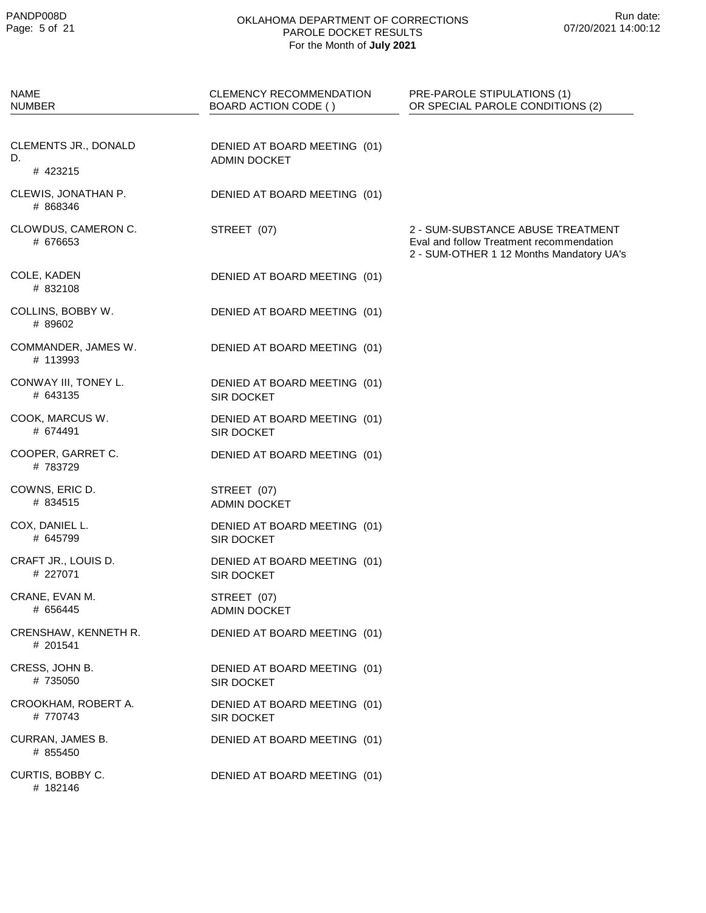OKLAHOMA DEPARTMENT OF CORRECTIONS
PAROLE DOCKET RESULTS
For the Month of **July 2021**

| NAME<br>NUMBER | CLEMENCY RECOMMENDATION<br>BOARD ACTION CODE ( ) | PRE-PAROLE STIPULATIONS (1)<br>OR SPECIAL PAROLE CONDITIONS (2) |
|---|---|---|
| CLEMENTS JR., DONALD D.<br># 423215 | DENIED AT BOARD MEETING (01)<br>ADMIN DOCKET | |
| CLEWIS, JONATHAN P.<br># 868346 | DENIED AT BOARD MEETING (01) | |
| CLOWDUS, CAMERON C.<br># 676653 | STREET (07) | 2 - SUM-SUBSTANCE ABUSE TREATMENT Eval and follow Treatment recommendation<br>2 - SUM-OTHER 1 12 Months Mandatory UA's |
| COLE, KADEN<br># 832108 | DENIED AT BOARD MEETING (01) | |
| COLLINS, BOBBY W.<br># 89602 | DENIED AT BOARD MEETING (01) | |
| COMMANDER, JAMES W.<br># 113993 | DENIED AT BOARD MEETING (01) | |
| CONWAY III, TONEY L.<br># 643135 | DENIED AT BOARD MEETING (01)<br>SIR DOCKET | |
| COOK, MARCUS W.<br># 674491 | DENIED AT BOARD MEETING (01)<br>SIR DOCKET | |
| COOPER, GARRET C.<br># 783729 | DENIED AT BOARD MEETING (01) | |
| COWNS, ERIC D.<br># 834515 | STREET (07)<br>ADMIN DOCKET | |
| COX, DANIEL L.<br># 645799 | DENIED AT BOARD MEETING (01)<br>SIR DOCKET | |
| CRAFT JR., LOUIS D.<br># 227071 | DENIED AT BOARD MEETING (01)<br>SIR DOCKET | |
| CRANE, EVAN M.<br># 656445 | STREET (07)<br>ADMIN DOCKET | |
| CRENSHAW, KENNETH R.<br># 201541 | DENIED AT BOARD MEETING (01) | |
| CRESS, JOHN B.<br># 735050 | DENIED AT BOARD MEETING (01)<br>SIR DOCKET | |
| CROOKHAM, ROBERT A.<br># 770743 | DENIED AT BOARD MEETING (01)<br>SIR DOCKET | |
| CURRAN, JAMES B.<br># 855450 | DENIED AT BOARD MEETING (01) | |
| CURTIS, BOBBY C.<br># 182146 | DENIED AT BOARD MEETING (01) | |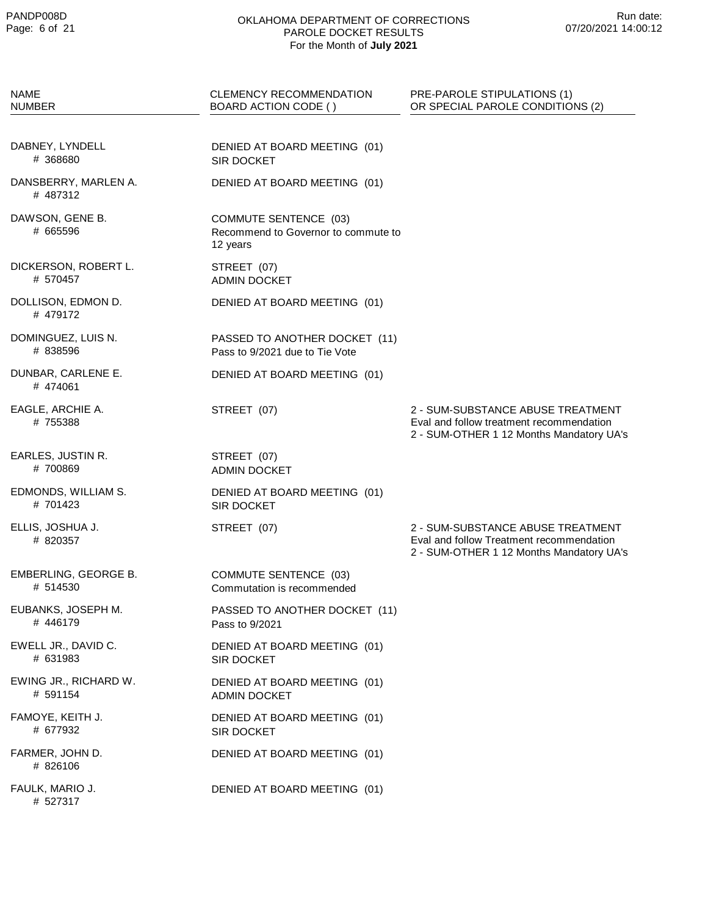OKLAHOMA DEPARTMENT OF CORRECTIONS
PAROLE DOCKET RESULTS
For the Month of **July 2021**

| NAME<br>NUMBER | CLEMENCY RECOMMENDATION<br>BOARD ACTION CODE ( ) | PRE-PAROLE STIPULATIONS (1)<br>OR SPECIAL PAROLE CONDITIONS (2) |
|---|---|---|
| DABNEY, LYNDELL<br># 368680 | DENIED AT BOARD MEETING (01)<br>SIR DOCKET | |
| DANSBERRY, MARLEN A.<br># 487312 | DENIED AT BOARD MEETING (01) | |
| DAWSON, GENE B.<br># 665596 | COMMUTE SENTENCE (03)<br>Recommend to Governor to commute to 12 years | |
| DICKERSON, ROBERT L.<br># 570457 | STREET (07)<br>ADMIN DOCKET | |
| DOLLISON, EDMON D.<br># 479172 | DENIED AT BOARD MEETING (01) | |
| DOMINGUEZ, LUIS N.<br># 838596 | PASSED TO ANOTHER DOCKET (11)<br>Pass to 9/2021 due to Tie Vote | |
| DUNBAR, CARLENE E.<br># 474061 | DENIED AT BOARD MEETING (01) | |
| EAGLE, ARCHIE A.<br># 755388 | STREET (07) | 2 - SUM-SUBSTANCE ABUSE TREATMENT Eval and follow treatment recommendation<br>2 - SUM-OTHER 1 12 Months Mandatory UA's |
| EARLES, JUSTIN R.<br># 700869 | STREET (07)<br>ADMIN DOCKET | |
| EDMONDS, WILLIAM S.<br># 701423 | DENIED AT BOARD MEETING (01)<br>SIR DOCKET | |
| ELLIS, JOSHUA J.<br># 820357 | STREET (07) | 2 - SUM-SUBSTANCE ABUSE TREATMENT Eval and follow Treatment recommendation<br>2 - SUM-OTHER 1 12 Months Mandatory UA's |
| EMBERLING, GEORGE B.<br># 514530 | COMMUTE SENTENCE (03)<br>Commutation is recommended | |
| EUBANKS, JOSEPH M.<br># 446179 | PASSED TO ANOTHER DOCKET (11)<br>Pass to 9/2021 | |
| EWELL JR., DAVID C.<br># 631983 | DENIED AT BOARD MEETING (01)<br>SIR DOCKET | |
| EWING JR., RICHARD W.<br># 591154 | DENIED AT BOARD MEETING (01)<br>ADMIN DOCKET | |
| FAMOYE, KEITH J.<br># 677932 | DENIED AT BOARD MEETING (01)<br>SIR DOCKET | |
| FARMER, JOHN D.<br># 826106 | DENIED AT BOARD MEETING (01) | |
| FAULK, MARIO J.<br># 527317 | DENIED AT BOARD MEETING (01) | |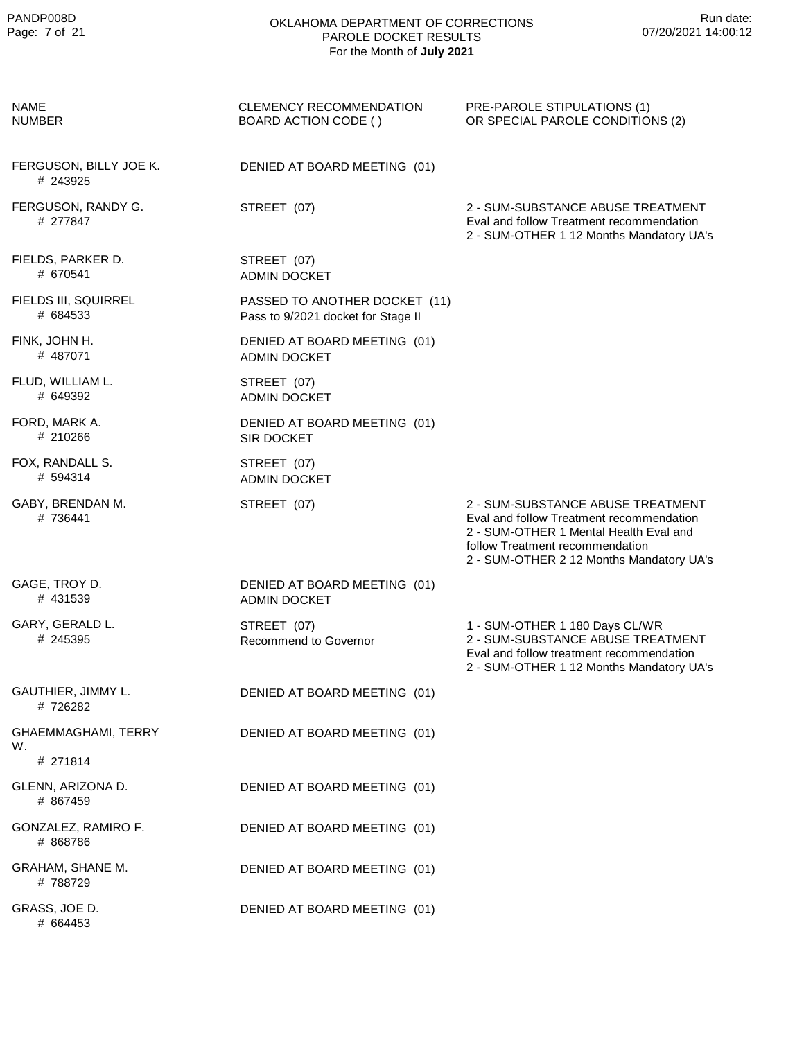OKLAHOMA DEPARTMENT OF CORRECTIONS
PAROLE DOCKET RESULTS
For the Month of **July 2021**

| NAME<br>NUMBER | CLEMENCY RECOMMENDATION<br>BOARD ACTION CODE ( ) | PRE-PAROLE STIPULATIONS (1)<br>OR SPECIAL PAROLE CONDITIONS (2) |
|---|---|---|
| FERGUSON, BILLY JOE K.<br># 243925 | DENIED AT BOARD MEETING (01) | |
| FERGUSON, RANDY G.<br># 277847 | STREET (07) | 2 - SUM-SUBSTANCE ABUSE TREATMENT Eval and follow Treatment recommendation<br>2 - SUM-OTHER 1 12 Months Mandatory UA's |
| FIELDS, PARKER D.<br># 670541 | STREET (07)<br>ADMIN DOCKET | |
| FIELDS III, SQUIRREL<br># 684533 | PASSED TO ANOTHER DOCKET (11)<br>Pass to 9/2021 docket for Stage II | |
| FINK, JOHN H.<br># 487071 | DENIED AT BOARD MEETING (01)<br>ADMIN DOCKET | |
| FLUD, WILLIAM L.<br># 649392 | STREET (07)<br>ADMIN DOCKET | |
| FORD, MARK A.<br># 210266 | DENIED AT BOARD MEETING (01)<br>SIR DOCKET | |
| FOX, RANDALL S.<br># 594314 | STREET (07)<br>ADMIN DOCKET | |
| GABY, BRENDAN M.<br># 736441 | STREET (07) | 2 - SUM-SUBSTANCE ABUSE TREATMENT Eval and follow Treatment recommendation<br>2 - SUM-OTHER 1 Mental Health Eval and follow Treatment recommendation<br>2 - SUM-OTHER 2 12 Months Mandatory UA's |
| GAGE, TROY D.<br># 431539 | DENIED AT BOARD MEETING (01)<br>ADMIN DOCKET | |
| GARY, GERALD L.<br># 245395 | STREET (07)<br>Recommend to Governor | 1 - SUM-OTHER 1 180 Days CL/WR<br>2 - SUM-SUBSTANCE ABUSE TREATMENT Eval and follow treatment recommendation<br>2 - SUM-OTHER 1 12 Months Mandatory UA's |
| GAUTHIER, JIMMY L.<br># 726282 | DENIED AT BOARD MEETING (01) | |
| GHAEMMAGHAMI, TERRY W.<br># 271814 | DENIED AT BOARD MEETING (01) | |
| GLENN, ARIZONA D.<br># 867459 | DENIED AT BOARD MEETING (01) | |
| GONZALEZ, RAMIRO F.<br># 868786 | DENIED AT BOARD MEETING (01) | |
| GRAHAM, SHANE M.<br># 788729 | DENIED AT BOARD MEETING (01) | |
| GRASS, JOE D.<br># 664453 | DENIED AT BOARD MEETING (01) | |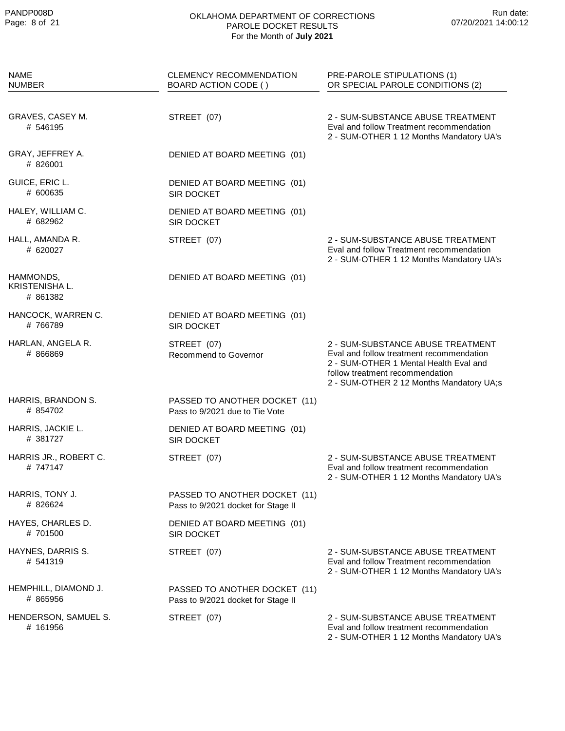OKLAHOMA DEPARTMENT OF CORRECTIONS
PAROLE DOCKET RESULTS
For the Month of **July 2021**

| NAME<br>NUMBER | CLEMENCY RECOMMENDATION<br>BOARD ACTION CODE ( ) | PRE-PAROLE STIPULATIONS (1)<br>OR SPECIAL PAROLE CONDITIONS (2) |
|---|---|---|
| GRAVES, CASEY M.<br># 546195 | STREET (07) | 2 - SUM-SUBSTANCE ABUSE TREATMENT Eval and follow Treatment recommendation<br>2 - SUM-OTHER 1 12 Months Mandatory UA's |
| GRAY, JEFFREY A.<br># 826001 | DENIED AT BOARD MEETING (01) | |
| GUICE, ERIC L.<br># 600635 | DENIED AT BOARD MEETING (01)<br>SIR DOCKET | |
| HALEY, WILLIAM C.<br># 682962 | DENIED AT BOARD MEETING (01)<br>SIR DOCKET | |
| HALL, AMANDA R.<br># 620027 | STREET (07) | 2 - SUM-SUBSTANCE ABUSE TREATMENT Eval and follow Treatment recommendation<br>2 - SUM-OTHER 1 12 Months Mandatory UA's |
| HAMMONDS, KRISTENISHA L.<br># 861382 | DENIED AT BOARD MEETING (01) | |
| HANCOCK, WARREN C.<br># 766789 | DENIED AT BOARD MEETING (01)<br>SIR DOCKET | |
| HARLAN, ANGELA R.<br># 866869 | STREET (07)<br>Recommend to Governor | 2 - SUM-SUBSTANCE ABUSE TREATMENT Eval and follow treatment recommendation<br>2 - SUM-OTHER 1 Mental Health Eval and follow treatment recommendation<br>2 - SUM-OTHER 2 12 Months Mandatory UA;s |
| HARRIS, BRANDON S.<br># 854702 | PASSED TO ANOTHER DOCKET (11)<br>Pass to 9/2021 due to Tie Vote | |
| HARRIS, JACKIE L.<br># 381727 | DENIED AT BOARD MEETING (01)<br>SIR DOCKET | |
| HARRIS JR., ROBERT C.<br># 747147 | STREET (07) | 2 - SUM-SUBSTANCE ABUSE TREATMENT Eval and follow treatment recommendation<br>2 - SUM-OTHER 1 12 Months Mandatory UA's |
| HARRIS, TONY J.<br># 826624 | PASSED TO ANOTHER DOCKET (11)<br>Pass to 9/2021 docket for Stage II | |
| HAYES, CHARLES D.<br># 701500 | DENIED AT BOARD MEETING (01)<br>SIR DOCKET | |
| HAYNES, DARRIS S.<br># 541319 | STREET (07) | 2 - SUM-SUBSTANCE ABUSE TREATMENT Eval and follow Treatment recommendation<br>2 - SUM-OTHER 1 12 Months Mandatory UA's |
| HEMPHILL, DIAMOND J.<br># 865956 | PASSED TO ANOTHER DOCKET (11)<br>Pass to 9/2021 docket for Stage II | |
| HENDERSON, SAMUEL S.<br># 161956 | STREET (07) | 2 - SUM-SUBSTANCE ABUSE TREATMENT Eval and follow treatment recommendation<br>2 - SUM-OTHER 1 12 Months Mandatory UA's |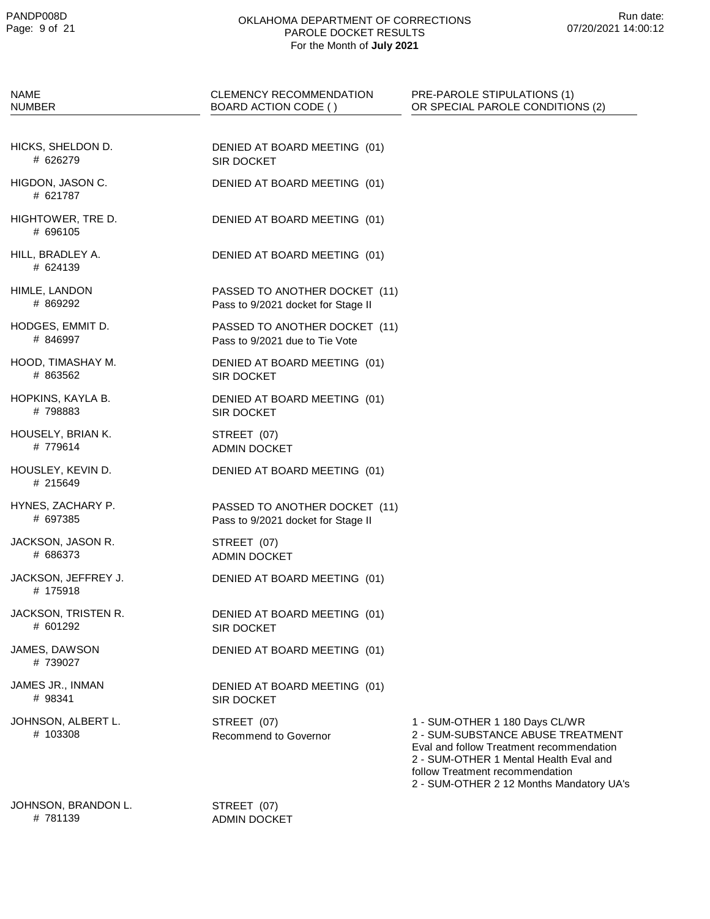OKLAHOMA DEPARTMENT OF CORRECTIONS
PAROLE DOCKET RESULTS
For the Month of **July 2021**

| NAME<br>NUMBER | CLEMENCY RECOMMENDATION<br>BOARD ACTION CODE ( ) | PRE-PAROLE STIPULATIONS (1)<br>OR SPECIAL PAROLE CONDITIONS (2) |
|---|---|---|
| HICKS, SHELDON D.<br># 626279 | DENIED AT BOARD MEETING (01)<br>SIR DOCKET | |
| HIGDON, JASON C.<br># 621787 | DENIED AT BOARD MEETING (01) | |
| HIGHTOWER, TRE D.<br># 696105 | DENIED AT BOARD MEETING (01) | |
| HILL, BRADLEY A.<br># 624139 | DENIED AT BOARD MEETING (01) | |
| HIMLE, LANDON<br># 869292 | PASSED TO ANOTHER DOCKET (11)<br>Pass to 9/2021 docket for Stage II | |
| HODGES, EMMIT D.<br># 846997 | PASSED TO ANOTHER DOCKET (11)<br>Pass to 9/2021 due to Tie Vote | |
| HOOD, TIMASHAY M.<br># 863562 | DENIED AT BOARD MEETING (01)<br>SIR DOCKET | |
| HOPKINS, KAYLA B.<br># 798883 | DENIED AT BOARD MEETING (01)<br>SIR DOCKET | |
| HOUSELY, BRIAN K.<br># 779614 | STREET (07)<br>ADMIN DOCKET | |
| HOUSLEY, KEVIN D.<br># 215649 | DENIED AT BOARD MEETING (01) | |
| HYNES, ZACHARY P.<br># 697385 | PASSED TO ANOTHER DOCKET (11)<br>Pass to 9/2021 docket for Stage II | |
| JACKSON, JASON R.<br># 686373 | STREET (07)<br>ADMIN DOCKET | |
| JACKSON, JEFFREY J.<br># 175918 | DENIED AT BOARD MEETING (01) | |
| JACKSON, TRISTEN R.<br># 601292 | DENIED AT BOARD MEETING (01)<br>SIR DOCKET | |
| JAMES, DAWSON<br># 739027 | DENIED AT BOARD MEETING (01) | |
| JAMES JR., INMAN<br># 98341 | DENIED AT BOARD MEETING (01)<br>SIR DOCKET | |
| JOHNSON, ALBERT L.<br># 103308 | STREET (07)<br>Recommend to Governor | 1 - SUM-OTHER 1 180 Days CL/WR<br>2 - SUM-SUBSTANCE ABUSE TREATMENT Eval and follow Treatment recommendation<br>2 - SUM-OTHER 1 Mental Health Eval and follow Treatment recommendation<br>2 - SUM-OTHER 2 12 Months Mandatory UA's |
| JOHNSON, BRANDON L.<br># 781139 | STREET (07)<br>ADMIN DOCKET | |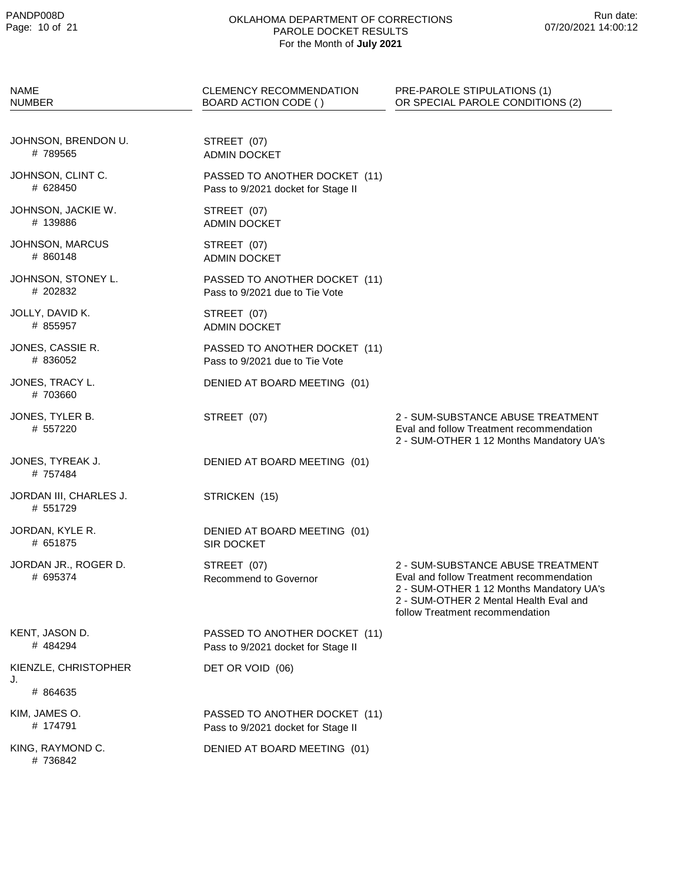# OKLAHOMA DEPARTMENT OF CORRECTIONS
## PAROLE DOCKET RESULTS
For the Month of **July 2021**

| NAME<br>NUMBER | CLEMENCY RECOMMENDATION<br>BOARD ACTION CODE ( ) | PRE-PAROLE STIPULATIONS (1)<br>OR SPECIAL PAROLE CONDITIONS (2) |
|---|---|---|
| JOHNSON, BRENDON U.<br># 789565 | STREET (07)<br>ADMIN DOCKET | |
| JOHNSON, CLINT C.<br># 628450 | PASSED TO ANOTHER DOCKET (11)<br>Pass to 9/2021 docket for Stage II | |
| JOHNSON, JACKIE W.<br># 139886 | STREET (07)<br>ADMIN DOCKET | |
| JOHNSON, MARCUS<br># 860148 | STREET (07)<br>ADMIN DOCKET | |
| JOHNSON, STONEY L.<br># 202832 | PASSED TO ANOTHER DOCKET (11)<br>Pass to 9/2021 due to Tie Vote | |
| JOLLY, DAVID K.<br># 855957 | STREET (07)<br>ADMIN DOCKET | |
| JONES, CASSIE R.<br># 836052 | PASSED TO ANOTHER DOCKET (11)<br>Pass to 9/2021 due to Tie Vote | |
| JONES, TRACY L.<br># 703660 | DENIED AT BOARD MEETING (01) | |
| JONES, TYLER B.<br># 557220 | STREET (07) | 2 - SUM-SUBSTANCE ABUSE TREATMENT Eval and follow Treatment recommendation<br>2 - SUM-OTHER 1 12 Months Mandatory UA's |
| JONES, TYREAK J.<br># 757484 | DENIED AT BOARD MEETING (01) | |
| JORDAN III, CHARLES J.<br># 551729 | STRICKEN (15) | |
| JORDAN, KYLE R.<br># 651875 | DENIED AT BOARD MEETING (01)<br>SIR DOCKET | |
| JORDAN JR., ROGER D.<br># 695374 | STREET (07)<br>Recommend to Governor | 2 - SUM-SUBSTANCE ABUSE TREATMENT Eval and follow Treatment recommendation<br>2 - SUM-OTHER 1 12 Months Mandatory UA's<br>2 - SUM-OTHER 2 Mental Health Eval and follow Treatment recommendation |
| KENT, JASON D.<br># 484294 | PASSED TO ANOTHER DOCKET (11)<br>Pass to 9/2021 docket for Stage II | |
| KIENZLE, CHRISTOPHER J.<br># 864635 | DET OR VOID (06) | |
| KIM, JAMES O.<br># 174791 | PASSED TO ANOTHER DOCKET (11)<br>Pass to 9/2021 docket for Stage II | |
| KING, RAYMOND C.<br># 736842 | DENIED AT BOARD MEETING (01) | |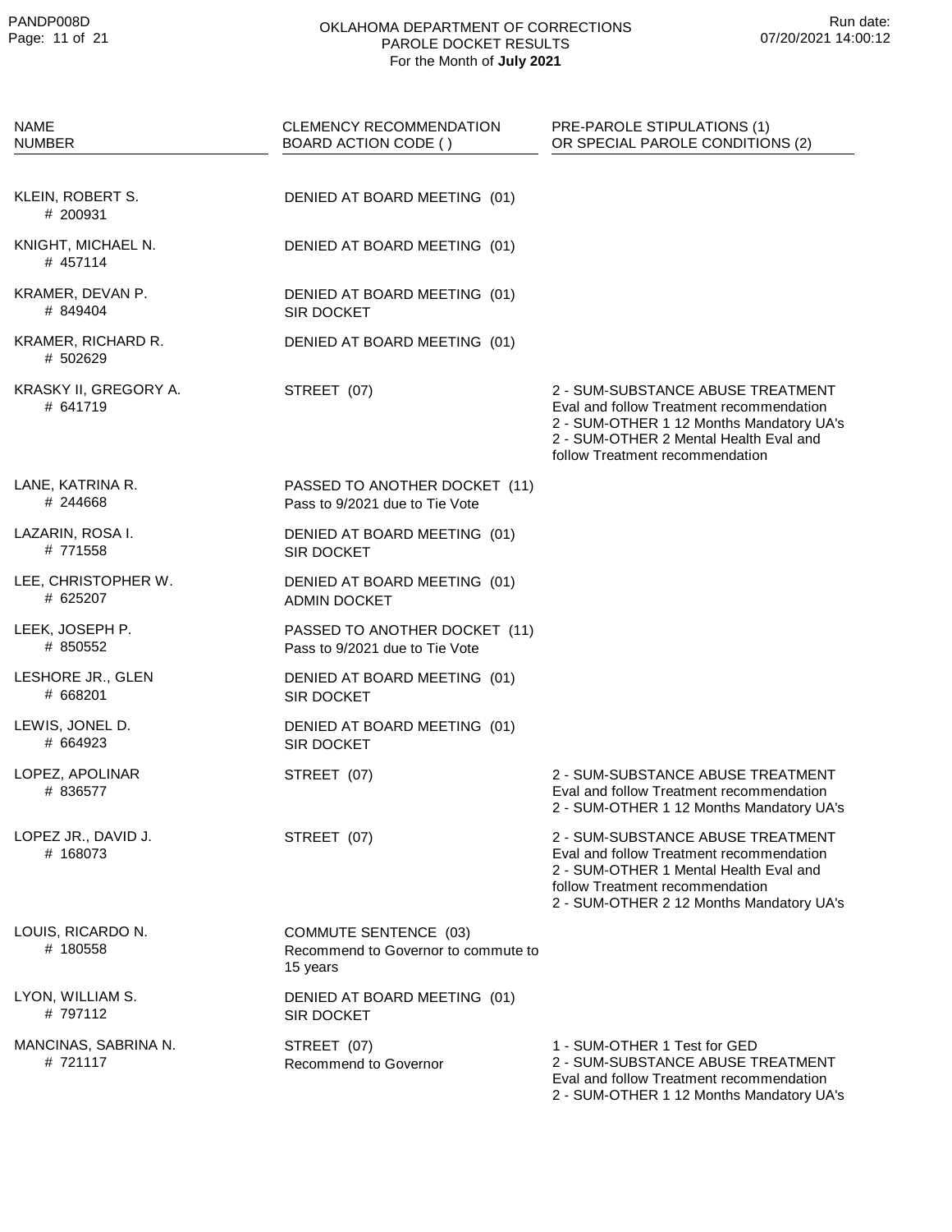# OKLAHOMA DEPARTMENT OF CORRECTIONS
## PAROLE DOCKET RESULTS
For the Month of **July 2021**

| NAME<br>NUMBER | CLEMENCY RECOMMENDATION<br>BOARD ACTION CODE ( ) | PRE-PAROLE STIPULATIONS (1)<br>OR SPECIAL PAROLE CONDITIONS (2) |
|---|---|---|
| KLEIN, ROBERT S.<br># 200931 | DENIED AT BOARD MEETING (01) | |
| KNIGHT, MICHAEL N.<br># 457114 | DENIED AT BOARD MEETING (01) | |
| KRAMER, DEVAN P.<br># 849404 | DENIED AT BOARD MEETING (01)<br>SIR DOCKET | |
| KRAMER, RICHARD R.<br># 502629 | DENIED AT BOARD MEETING (01) | |
| KRASKY II, GREGORY A.<br># 641719 | STREET (07) | 2 - SUM-SUBSTANCE ABUSE TREATMENT Eval and follow Treatment recommendation<br>2 - SUM-OTHER 1 12 Months Mandatory UA's<br>2 - SUM-OTHER 2 Mental Health Eval and follow Treatment recommendation |
| LANE, KATRINA R.<br># 244668 | PASSED TO ANOTHER DOCKET (11)<br>Pass to 9/2021 due to Tie Vote | |
| LAZARIN, ROSA I.<br># 771558 | DENIED AT BOARD MEETING (01)<br>SIR DOCKET | |
| LEE, CHRISTOPHER W.<br># 625207 | DENIED AT BOARD MEETING (01)<br>ADMIN DOCKET | |
| LEEK, JOSEPH P.<br># 850552 | PASSED TO ANOTHER DOCKET (11)<br>Pass to 9/2021 due to Tie Vote | |
| LESHORE JR., GLEN<br># 668201 | DENIED AT BOARD MEETING (01)<br>SIR DOCKET | |
| LEWIS, JONEL D.<br># 664923 | DENIED AT BOARD MEETING (01)<br>SIR DOCKET | |
| LOPEZ, APOLINAR<br># 836577 | STREET (07) | 2 - SUM-SUBSTANCE ABUSE TREATMENT Eval and follow Treatment recommendation<br>2 - SUM-OTHER 1 12 Months Mandatory UA's |
| LOPEZ JR., DAVID J.<br># 168073 | STREET (07) | 2 - SUM-SUBSTANCE ABUSE TREATMENT Eval and follow Treatment recommendation<br>2 - SUM-OTHER 1 Mental Health Eval and follow Treatment recommendation<br>2 - SUM-OTHER 2 12 Months Mandatory UA's |
| LOUIS, RICARDO N.<br># 180558 | COMMUTE SENTENCE (03)<br>Recommend to Governor to commute to 15 years | |
| LYON, WILLIAM S.<br># 797112 | DENIED AT BOARD MEETING (01)<br>SIR DOCKET | |
| MANCINAS, SABRINA N.<br># 721117 | STREET (07)<br>Recommend to Governor | 1 - SUM-OTHER 1 Test for GED<br>2 - SUM-SUBSTANCE ABUSE TREATMENT Eval and follow Treatment recommendation<br>2 - SUM-OTHER 1 12 Months Mandatory UA's |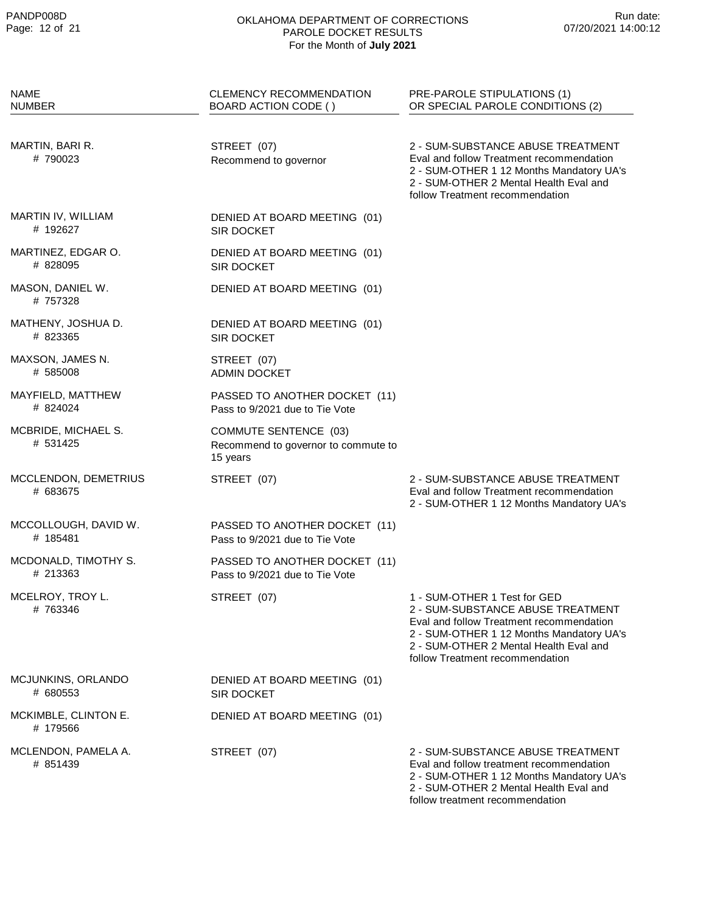# OKLAHOMA DEPARTMENT OF CORRECTIONS
## PAROLE DOCKET RESULTS
### For the Month of **July 2021**

| NAME<br>NUMBER | CLEMENCY RECOMMENDATION<br>BOARD ACTION CODE ( ) | PRE-PAROLE STIPULATIONS (1)<br>OR SPECIAL PAROLE CONDITIONS (2) |
|---|---|---|
| MARTIN, BARI R.<br># 790023 | STREET (07)<br>Recommend to governor | 2 - SUM-SUBSTANCE ABUSE TREATMENT Eval and follow Treatment recommendation<br>2 - SUM-OTHER 1 12 Months Mandatory UA's<br>2 - SUM-OTHER 2 Mental Health Eval and follow Treatment recommendation |
| MARTIN IV, WILLIAM<br># 192627 | DENIED AT BOARD MEETING (01)<br>SIR DOCKET | |
| MARTINEZ, EDGAR O.<br># 828095 | DENIED AT BOARD MEETING (01)<br>SIR DOCKET | |
| MASON, DANIEL W.<br># 757328 | DENIED AT BOARD MEETING (01) | |
| MATHENY, JOSHUA D.<br># 823365 | DENIED AT BOARD MEETING (01)<br>SIR DOCKET | |
| MAXSON, JAMES N.<br># 585008 | STREET (07)<br>ADMIN DOCKET | |
| MAYFIELD, MATTHEW<br># 824024 | PASSED TO ANOTHER DOCKET (11)<br>Pass to 9/2021 due to Tie Vote | |
| MCBRIDE, MICHAEL S.<br># 531425 | COMMUTE SENTENCE (03)<br>Recommend to governor to commute to 15 years | |
| MCCLENDON, DEMETRIUS<br># 683675 | STREET (07) | 2 - SUM-SUBSTANCE ABUSE TREATMENT Eval and follow Treatment recommendation<br>2 - SUM-OTHER 1 12 Months Mandatory UA's |
| MCCOLLOUGH, DAVID W.<br># 185481 | PASSED TO ANOTHER DOCKET (11)<br>Pass to 9/2021 due to Tie Vote | |
| MCDONALD, TIMOTHY S.<br># 213363 | PASSED TO ANOTHER DOCKET (11)<br>Pass to 9/2021 due to Tie Vote | |
| MCELROY, TROY L.<br># 763346 | STREET (07) | 1 - SUM-OTHER 1 Test for GED<br>2 - SUM-SUBSTANCE ABUSE TREATMENT Eval and follow Treatment recommendation<br>2 - SUM-OTHER 1 12 Months Mandatory UA's<br>2 - SUM-OTHER 2 Mental Health Eval and follow Treatment recommendation |
| MCJUNKINS, ORLANDO<br># 680553 | DENIED AT BOARD MEETING (01)<br>SIR DOCKET | |
| MCKIMBLE, CLINTON E.<br># 179566 | DENIED AT BOARD MEETING (01) | |
| MCLENDON, PAMELA A.<br># 851439 | STREET (07) | 2 - SUM-SUBSTANCE ABUSE TREATMENT Eval and follow treatment recommendation<br>2 - SUM-OTHER 1 12 Months Mandatory UA's<br>2 - SUM-OTHER 2 Mental Health Eval and follow treatment recommendation |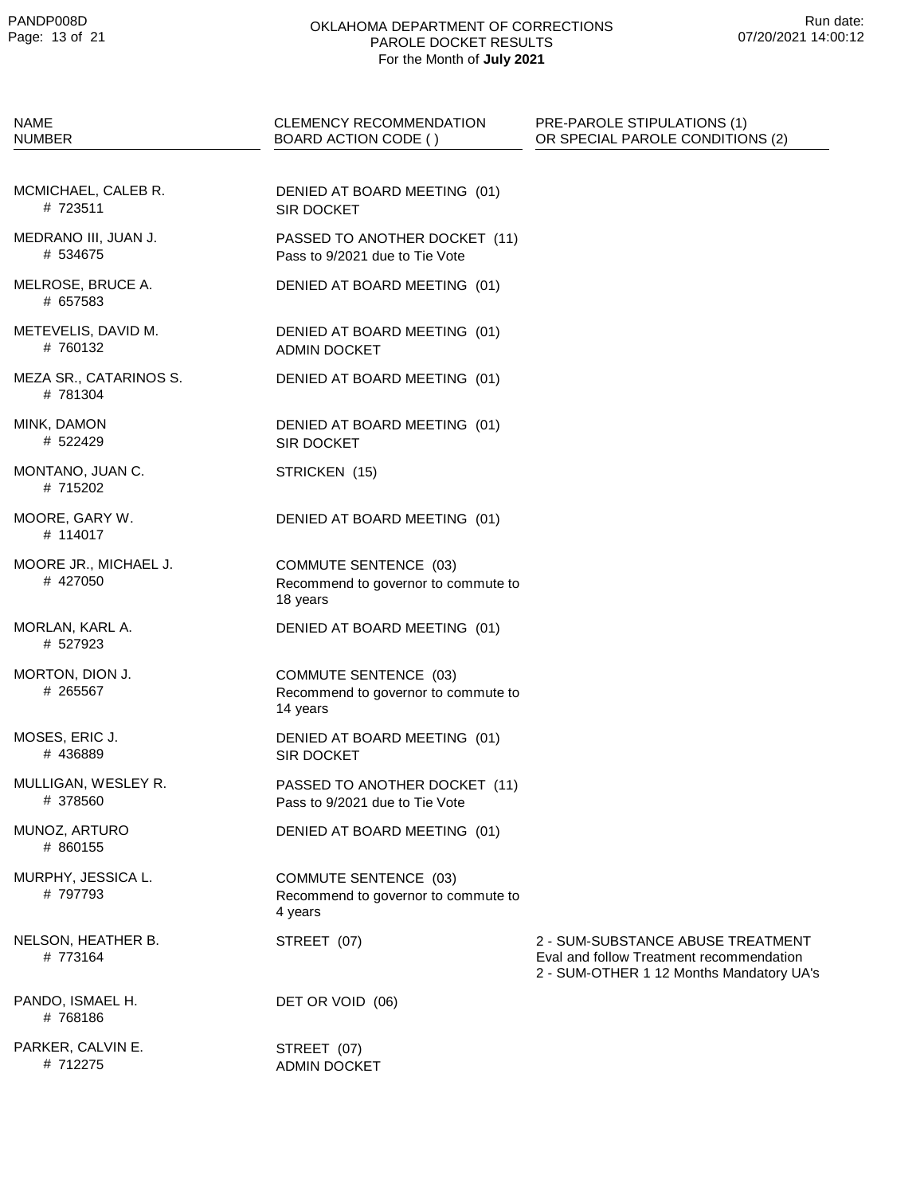# OKLAHOMA DEPARTMENT OF CORRECTIONS
## PAROLE DOCKET RESULTS
For the Month of **July 2021**

| NAME<br>NUMBER | CLEMENCY RECOMMENDATION<br>BOARD ACTION CODE ( ) | PRE-PAROLE STIPULATIONS (1)<br>OR SPECIAL PAROLE CONDITIONS (2) |
|---|---|---|
| MCMICHAEL, CALEB R.<br># 723511 | DENIED AT BOARD MEETING (01)<br>SIR DOCKET | |
| MEDRANO III, JUAN J.<br># 534675 | PASSED TO ANOTHER DOCKET (11)<br>Pass to 9/2021 due to Tie Vote | |
| MELROSE, BRUCE A.<br># 657583 | DENIED AT BOARD MEETING (01) | |
| METEVELIS, DAVID M.<br># 760132 | DENIED AT BOARD MEETING (01)<br>ADMIN DOCKET | |
| MEZA SR., CATARINOS S.<br># 781304 | DENIED AT BOARD MEETING (01) | |
| MINK, DAMON<br># 522429 | DENIED AT BOARD MEETING (01)<br>SIR DOCKET | |
| MONTANO, JUAN C.<br># 715202 | STRICKEN (15) | |
| MOORE, GARY W.<br># 114017 | DENIED AT BOARD MEETING (01) | |
| MOORE JR., MICHAEL J.<br># 427050 | COMMUTE SENTENCE (03)<br>Recommend to governor to commute to 18 years | |
| MORLAN, KARL A.<br># 527923 | DENIED AT BOARD MEETING (01) | |
| MORTON, DION J.<br># 265567 | COMMUTE SENTENCE (03)<br>Recommend to governor to commute to 14 years | |
| MOSES, ERIC J.<br># 436889 | DENIED AT BOARD MEETING (01)<br>SIR DOCKET | |
| MULLIGAN, WESLEY R.<br># 378560 | PASSED TO ANOTHER DOCKET (11)<br>Pass to 9/2021 due to Tie Vote | |
| MUNOZ, ARTURO<br># 860155 | DENIED AT BOARD MEETING (01) | |
| MURPHY, JESSICA L.<br># 797793 | COMMUTE SENTENCE (03)<br>Recommend to governor to commute to 4 years | |
| NELSON, HEATHER B.<br># 773164 | STREET (07) | 2 - SUM-SUBSTANCE ABUSE TREATMENT Eval and follow Treatment recommendation<br>2 - SUM-OTHER 1 12 Months Mandatory UA's |
| PANDO, ISMAEL H.<br># 768186 | DET OR VOID (06) | |
| PARKER, CALVIN E.<br># 712275 | STREET (07)<br>ADMIN DOCKET | |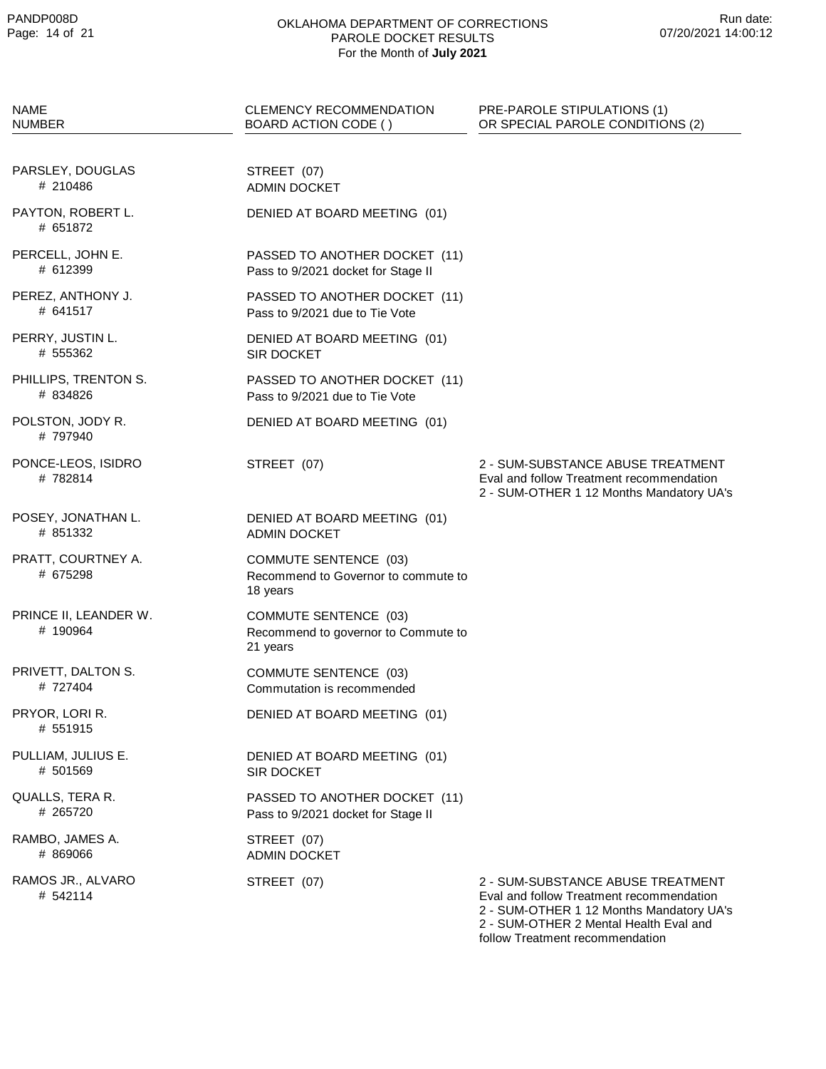OKLAHOMA DEPARTMENT OF CORRECTIONS
PAROLE DOCKET RESULTS
For the Month of **July 2021**

| NAME<br>NUMBER | CLEMENCY RECOMMENDATION<br>BOARD ACTION CODE ( ) | PRE-PAROLE STIPULATIONS (1)<br>OR SPECIAL PAROLE CONDITIONS (2) |
|---|---|---|
| PARSLEY, DOUGLAS<br># 210486 | STREET (07)<br>ADMIN DOCKET | |
| PAYTON, ROBERT L.<br># 651872 | DENIED AT BOARD MEETING (01) | |
| PERCELL, JOHN E.<br># 612399 | PASSED TO ANOTHER DOCKET (11)<br>Pass to 9/2021 docket for Stage II | |
| PEREZ, ANTHONY J.<br># 641517 | PASSED TO ANOTHER DOCKET (11)<br>Pass to 9/2021 due to Tie Vote | |
| PERRY, JUSTIN L.<br># 555362 | DENIED AT BOARD MEETING (01)<br>SIR DOCKET | |
| PHILLIPS, TRENTON S.<br># 834826 | PASSED TO ANOTHER DOCKET (11)<br>Pass to 9/2021 due to Tie Vote | |
| POLSTON, JODY R.<br># 797940 | DENIED AT BOARD MEETING (01) | |
| PONCE-LEOS, ISIDRO<br># 782814 | STREET (07) | 2 - SUM-SUBSTANCE ABUSE TREATMENT<br>Eval and follow Treatment recommendation<br>2 - SUM-OTHER 1 12 Months Mandatory UA's |
| POSEY, JONATHAN L.<br># 851332 | DENIED AT BOARD MEETING (01)<br>ADMIN DOCKET | |
| PRATT, COURTNEY A.<br># 675298 | COMMUTE SENTENCE (03)<br>Recommend to Governor to commute to 18 years | |
| PRINCE II, LEANDER W.<br># 190964 | COMMUTE SENTENCE (03)<br>Recommend to governor to Commute to 21 years | |
| PRIVETT, DALTON S.<br># 727404 | COMMUTE SENTENCE (03)<br>Commutation is recommended | |
| PRYOR, LORI R.<br># 551915 | DENIED AT BOARD MEETING (01) | |
| PULLIAM, JULIUS E.<br># 501569 | DENIED AT BOARD MEETING (01)<br>SIR DOCKET | |
| QUALLS, TERA R.<br># 265720 | PASSED TO ANOTHER DOCKET (11)<br>Pass to 9/2021 docket for Stage II | |
| RAMBO, JAMES A.<br># 869066 | STREET (07)<br>ADMIN DOCKET | |
| RAMOS JR., ALVARO<br># 542114 | STREET (07) | 2 - SUM-SUBSTANCE ABUSE TREATMENT<br>Eval and follow Treatment recommendation<br>2 - SUM-OTHER 1 12 Months Mandatory UA's<br>2 - SUM-OTHER 2 Mental Health Eval and follow Treatment recommendation |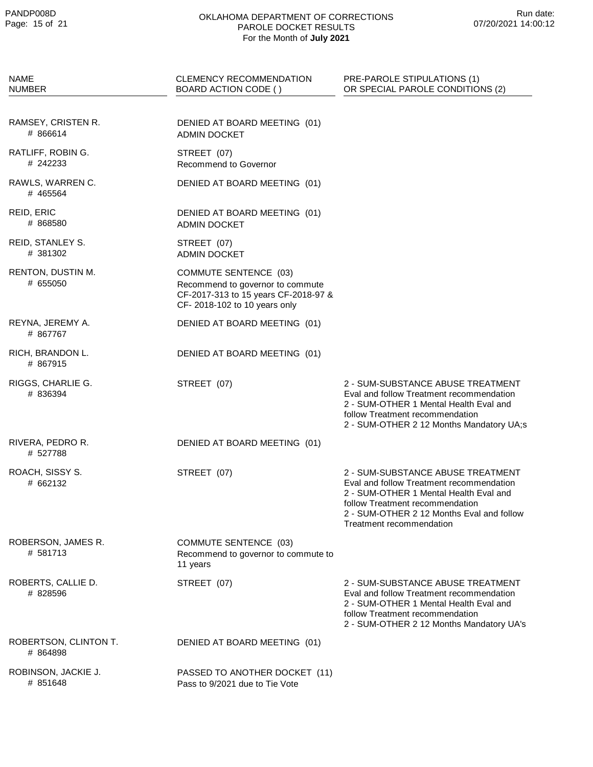OKLAHOMA DEPARTMENT OF CORRECTIONS
PAROLE DOCKET RESULTS
For the Month of **July 2021**

| NAME<br>NUMBER | CLEMENCY RECOMMENDATION<br>BOARD ACTION CODE ( ) | PRE-PAROLE STIPULATIONS (1)<br>OR SPECIAL PAROLE CONDITIONS (2) |
|---|---|---|
| RAMSEY, CRISTEN R.<br># 866614 | DENIED AT BOARD MEETING (01)<br>ADMIN DOCKET | |
| RATLIFF, ROBIN G.<br># 242233 | STREET (07)<br>Recommend to Governor | |
| RAWLS, WARREN C.<br># 465564 | DENIED AT BOARD MEETING (01) | |
| REID, ERIC<br># 868580 | DENIED AT BOARD MEETING (01)<br>ADMIN DOCKET | |
| REID, STANLEY S.<br># 381302 | STREET (07)<br>ADMIN DOCKET | |
| RENTON, DUSTIN M.<br># 655050 | COMMUTE SENTENCE (03)<br>Recommend to governor to commute CF-2017-313 to 15 years CF-2018-97 & CF- 2018-102 to 10 years only | |
| REYNA, JEREMY A.<br># 867767 | DENIED AT BOARD MEETING (01) | |
| RICH, BRANDON L.<br># 867915 | DENIED AT BOARD MEETING (01) | |
| RIGGS, CHARLIE G.<br># 836394 | STREET (07) | 2 - SUM-SUBSTANCE ABUSE TREATMENT Eval and follow Treatment recommendation<br>2 - SUM-OTHER 1 Mental Health Eval and follow Treatment recommendation<br>2 - SUM-OTHER 2 12 Months Mandatory UA;s |
| RIVERA, PEDRO R.<br># 527788 | DENIED AT BOARD MEETING (01) | |
| ROACH, SISSY S.<br># 662132 | STREET (07) | 2 - SUM-SUBSTANCE ABUSE TREATMENT Eval and follow Treatment recommendation<br>2 - SUM-OTHER 1 Mental Health Eval and follow Treatment recommendation<br>2 - SUM-OTHER 2 12 Months Eval and follow Treatment recommendation |
| ROBERSON, JAMES R.<br># 581713 | COMMUTE SENTENCE (03)<br>Recommend to governor to commute to 11 years | |
| ROBERTS, CALLIE D.<br># 828596 | STREET (07) | 2 - SUM-SUBSTANCE ABUSE TREATMENT Eval and follow Treatment recommendation<br>2 - SUM-OTHER 1 Mental Health Eval and follow Treatment recommendation<br>2 - SUM-OTHER 2 12 Months Mandatory UA's |
| ROBERTSON, CLINTON T.<br># 864898 | DENIED AT BOARD MEETING (01) | |
| ROBINSON, JACKIE J.<br># 851648 | PASSED TO ANOTHER DOCKET (11)<br>Pass to 9/2021 due to Tie Vote | |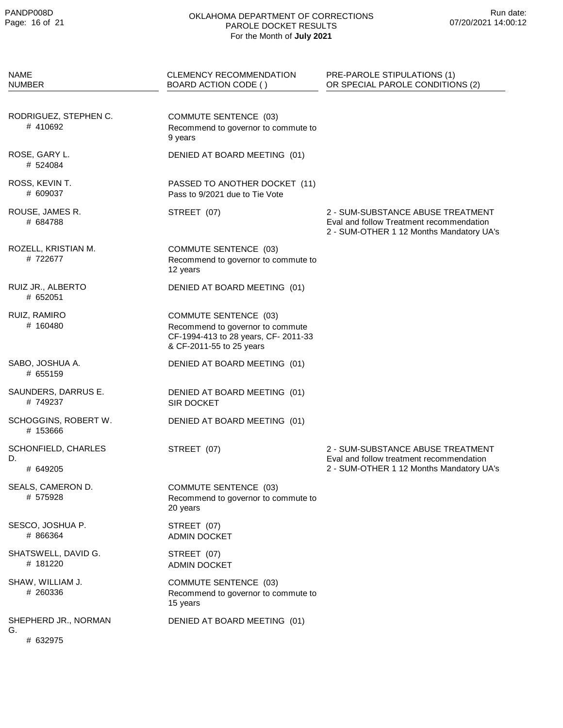# OKLAHOMA DEPARTMENT OF CORRECTIONS
## PAROLE DOCKET RESULTS
For the Month of **July 2021**

| NAME<br>NUMBER | CLEMENCY RECOMMENDATION<br>BOARD ACTION CODE ( ) | PRE-PAROLE STIPULATIONS (1)<br>OR SPECIAL PAROLE CONDITIONS (2) |
|---|---|---|
| RODRIGUEZ, STEPHEN C.<br># 410692 | COMMUTE SENTENCE (03)<br>Recommend to governor to commute to 9 years | |
| ROSE, GARY L.<br># 524084 | DENIED AT BOARD MEETING (01) | |
| ROSS, KEVIN T.<br># 609037 | PASSED TO ANOTHER DOCKET (11)<br>Pass to 9/2021 due to Tie Vote | |
| ROUSE, JAMES R.<br># 684788 | STREET (07) | 2 - SUM-SUBSTANCE ABUSE TREATMENT<br>Eval and follow Treatment recommendation<br>2 - SUM-OTHER 1 12 Months Mandatory UA's |
| ROZELL, KRISTIAN M.<br># 722677 | COMMUTE SENTENCE (03)<br>Recommend to governor to commute to 12 years | |
| RUIZ JR., ALBERTO<br># 652051 | DENIED AT BOARD MEETING (01) | |
| RUIZ, RAMIRO<br># 160480 | COMMUTE SENTENCE (03)<br>Recommend to governor to commute CF-1994-413 to 28 years, CF- 2011-33 & CF-2011-55 to 25 years | |
| SABO, JOSHUA A.<br># 655159 | DENIED AT BOARD MEETING (01) | |
| SAUNDERS, DARRUS E.<br># 749237 | DENIED AT BOARD MEETING (01)<br>SIR DOCKET | |
| SCHOGGINS, ROBERT W.<br># 153666 | DENIED AT BOARD MEETING (01) | |
| SCHONFIELD, CHARLES D.<br># 649205 | STREET (07) | 2 - SUM-SUBSTANCE ABUSE TREATMENT<br>Eval and follow treatment recommendation<br>2 - SUM-OTHER 1 12 Months Mandatory UA's |
| SEALS, CAMERON D.<br># 575928 | COMMUTE SENTENCE (03)<br>Recommend to governor to commute to 20 years | |
| SESCO, JOSHUA P.<br># 866364 | STREET (07)<br>ADMIN DOCKET | |
| SHATSWELL, DAVID G.<br># 181220 | STREET (07)<br>ADMIN DOCKET | |
| SHAW, WILLIAM J.<br># 260336 | COMMUTE SENTENCE (03)<br>Recommend to governor to commute to 15 years | |
| SHEPHERD JR., NORMAN G.<br># 632975 | DENIED AT BOARD MEETING (01) | |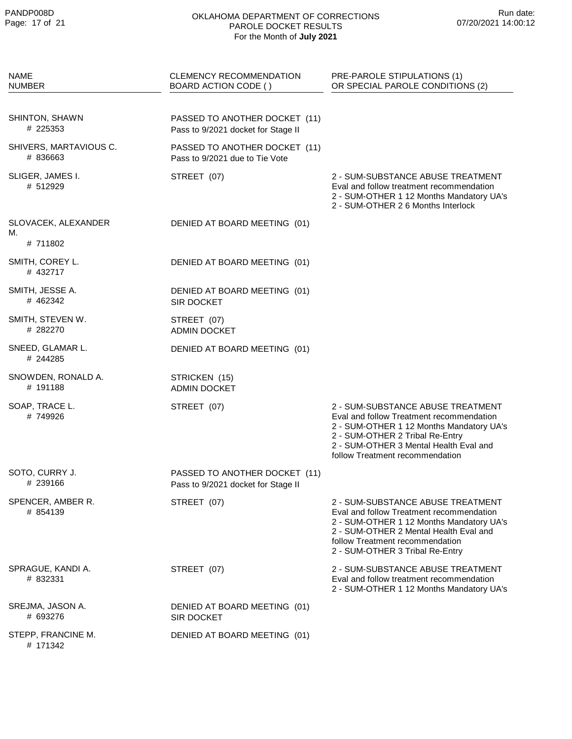# OKLAHOMA DEPARTMENT OF CORRECTIONS
## PAROLE DOCKET RESULTS
For the Month of **July 2021**

| NAME<br>NUMBER | CLEMENCY RECOMMENDATION<br>BOARD ACTION CODE ( ) | PRE-PAROLE STIPULATIONS (1)<br>OR SPECIAL PAROLE CONDITIONS (2) |
|---|---|---|
| SHINTON, SHAWN<br># 225353 | PASSED TO ANOTHER DOCKET (11)<br>Pass to 9/2021 docket for Stage II | |
| SHIVERS, MARTAVIOUS C.<br># 836663 | PASSED TO ANOTHER DOCKET (11)<br>Pass to 9/2021 due to Tie Vote | |
| SLIGER, JAMES I.<br># 512929 | STREET (07) | 2 - SUM-SUBSTANCE ABUSE TREATMENT Eval and follow treatment recommendation<br>2 - SUM-OTHER 1 12 Months Mandatory UA's<br>2 - SUM-OTHER 2 6 Months Interlock |
| SLOVACEK, ALEXANDER M.<br># 711802 | DENIED AT BOARD MEETING (01) | |
| SMITH, COREY L.<br># 432717 | DENIED AT BOARD MEETING (01) | |
| SMITH, JESSE A.<br># 462342 | DENIED AT BOARD MEETING (01)<br>SIR DOCKET | |
| SMITH, STEVEN W.<br># 282270 | STREET (07)<br>ADMIN DOCKET | |
| SNEED, GLAMAR L.<br># 244285 | DENIED AT BOARD MEETING (01) | |
| SNOWDEN, RONALD A.<br># 191188 | STRICKEN (15)<br>ADMIN DOCKET | |
| SOAP, TRACE L.<br># 749926 | STREET (07) | 2 - SUM-SUBSTANCE ABUSE TREATMENT Eval and follow Treatment recommendation<br>2 - SUM-OTHER 1 12 Months Mandatory UA's<br>2 - SUM-OTHER 2 Tribal Re-Entry<br>2 - SUM-OTHER 3 Mental Health Eval and follow Treatment recommendation |
| SOTO, CURRY J.<br># 239166 | PASSED TO ANOTHER DOCKET (11)<br>Pass to 9/2021 docket for Stage II | |
| SPENCER, AMBER R.<br># 854139 | STREET (07) | 2 - SUM-SUBSTANCE ABUSE TREATMENT Eval and follow Treatment recommendation<br>2 - SUM-OTHER 1 12 Months Mandatory UA's<br>2 - SUM-OTHER 2 Mental Health Eval and follow Treatment recommendation<br>2 - SUM-OTHER 3 Tribal Re-Entry |
| SPRAGUE, KANDI A.<br># 832331 | STREET (07) | 2 - SUM-SUBSTANCE ABUSE TREATMENT Eval and follow treatment recommendation<br>2 - SUM-OTHER 1 12 Months Mandatory UA's |
| SREJMA, JASON A.<br># 693276 | DENIED AT BOARD MEETING (01)<br>SIR DOCKET | |
| STEPP, FRANCINE M.<br># 171342 | DENIED AT BOARD MEETING (01) | |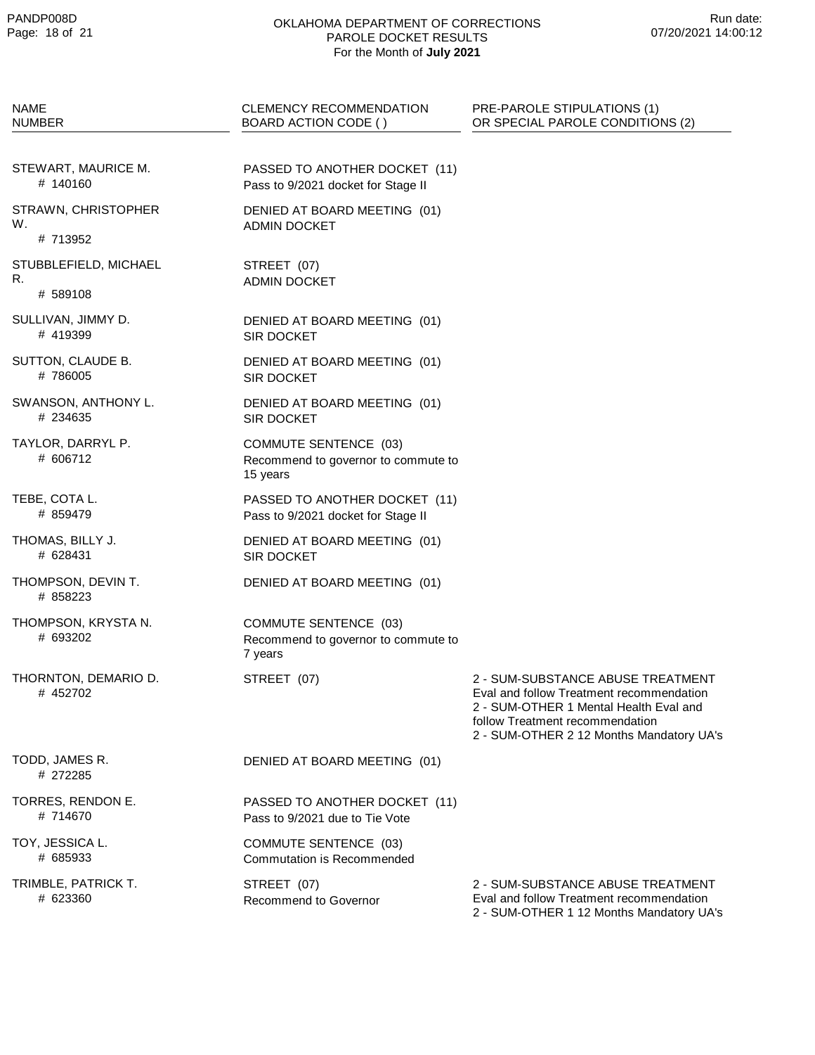OKLAHOMA DEPARTMENT OF CORRECTIONS
PAROLE DOCKET RESULTS
For the Month of **July 2021**

| NAME<br>NUMBER | CLEMENCY RECOMMENDATION<br>BOARD ACTION CODE ( ) | PRE-PAROLE STIPULATIONS (1)<br>OR SPECIAL PAROLE CONDITIONS (2) |
|---|---|---|
| STEWART, MAURICE M.<br># 140160 | PASSED TO ANOTHER DOCKET (11)<br>Pass to 9/2021 docket for Stage II | |
| STRAWN, CHRISTOPHER W.<br># 713952 | DENIED AT BOARD MEETING (01)<br>ADMIN DOCKET | |
| STUBBLEFIELD, MICHAEL R.<br># 589108 | STREET (07)<br>ADMIN DOCKET | |
| SULLIVAN, JIMMY D.<br># 419399 | DENIED AT BOARD MEETING (01)<br>SIR DOCKET | |
| SUTTON, CLAUDE B.<br># 786005 | DENIED AT BOARD MEETING (01)<br>SIR DOCKET | |
| SWANSON, ANTHONY L.<br># 234635 | DENIED AT BOARD MEETING (01)<br>SIR DOCKET | |
| TAYLOR, DARRYL P.<br># 606712 | COMMUTE SENTENCE (03)<br>Recommend to governor to commute to 15 years | |
| TEBE, COTA L.<br># 859479 | PASSED TO ANOTHER DOCKET (11)<br>Pass to 9/2021 docket for Stage II | |
| THOMAS, BILLY J.<br># 628431 | DENIED AT BOARD MEETING (01)<br>SIR DOCKET | |
| THOMPSON, DEVIN T.<br># 858223 | DENIED AT BOARD MEETING (01) | |
| THOMPSON, KRYSTA N.<br># 693202 | COMMUTE SENTENCE (03)<br>Recommend to governor to commute to 7 years | |
| THORNTON, DEMARIO D.<br># 452702 | STREET (07) | 2 - SUM-SUBSTANCE ABUSE TREATMENT Eval and follow Treatment recommendation<br>2 - SUM-OTHER 1 Mental Health Eval and follow Treatment recommendation<br>2 - SUM-OTHER 2 12 Months Mandatory UA's |
| TODD, JAMES R.<br># 272285 | DENIED AT BOARD MEETING (01) | |
| TORRES, RENDON E.<br># 714670 | PASSED TO ANOTHER DOCKET (11)<br>Pass to 9/2021 due to Tie Vote | |
| TOY, JESSICA L.<br># 685933 | COMMUTE SENTENCE (03)<br>Commutation is Recommended | |
| TRIMBLE, PATRICK T.<br># 623360 | STREET (07)<br>Recommend to Governor | 2 - SUM-SUBSTANCE ABUSE TREATMENT Eval and follow Treatment recommendation<br>2 - SUM-OTHER 1 12 Months Mandatory UA's |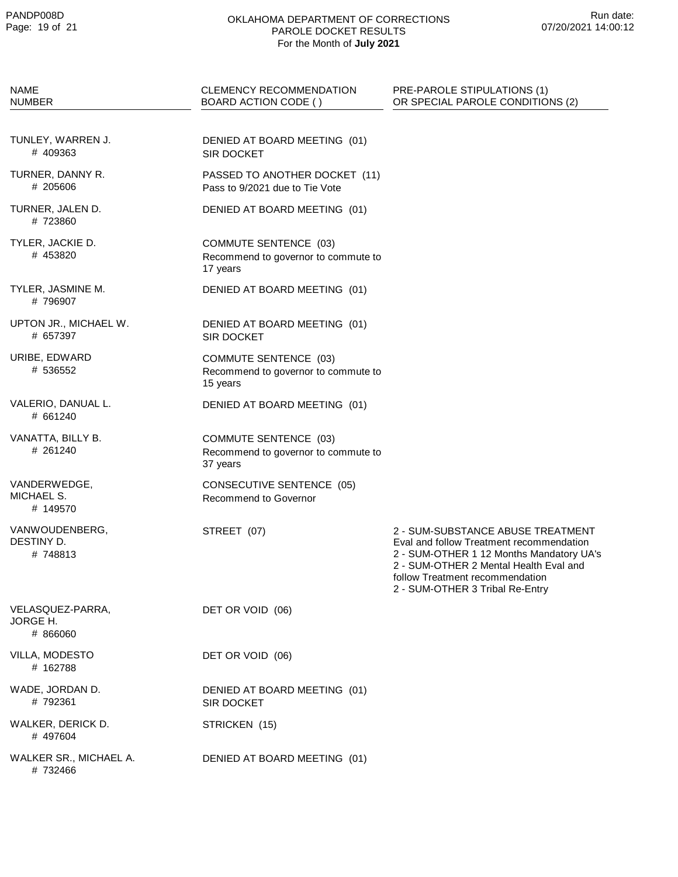OKLAHOMA DEPARTMENT OF CORRECTIONS
PAROLE DOCKET RESULTS
For the Month of **July 2021**

| NAME<br>NUMBER | CLEMENCY RECOMMENDATION<br>BOARD ACTION CODE ( ) | PRE-PAROLE STIPULATIONS (1)<br>OR SPECIAL PAROLE CONDITIONS (2) |
|---|---|---|
| TUNLEY, WARREN J.<br># 409363 | DENIED AT BOARD MEETING (01)<br>SIR DOCKET | |
| TURNER, DANNY R.<br># 205606 | PASSED TO ANOTHER DOCKET (11)<br>Pass to 9/2021 due to Tie Vote | |
| TURNER, JALEN D.<br># 723860 | DENIED AT BOARD MEETING (01) | |
| TYLER, JACKIE D.<br># 453820 | COMMUTE SENTENCE (03)<br>Recommend to governor to commute to 17 years | |
| TYLER, JASMINE M.<br># 796907 | DENIED AT BOARD MEETING (01) | |
| UPTON JR., MICHAEL W.<br># 657397 | DENIED AT BOARD MEETING (01)<br>SIR DOCKET | |
| URIBE, EDWARD<br># 536552 | COMMUTE SENTENCE (03)<br>Recommend to governor to commute to 15 years | |
| VALERIO, DANUAL L.<br># 661240 | DENIED AT BOARD MEETING (01) | |
| VANATTA, BILLY B.<br># 261240 | COMMUTE SENTENCE (03)<br>Recommend to governor to commute to 37 years | |
| VANDERWEDGE, MICHAEL S.<br># 149570 | CONSECUTIVE SENTENCE (05)<br>Recommend to Governor | |
| VANWOUDENBERG, DESTINY D.<br># 748813 | STREET (07) | 2 - SUM-SUBSTANCE ABUSE TREATMENT Eval and follow Treatment recommendation<br>2 - SUM-OTHER 1 12 Months Mandatory UA's<br>2 - SUM-OTHER 2 Mental Health Eval and follow Treatment recommendation<br>2 - SUM-OTHER 3 Tribal Re-Entry |
| VELASQUEZ-PARRA, JORGE H.<br># 866060 | DET OR VOID (06) | |
| VILLA, MODESTO<br># 162788 | DET OR VOID (06) | |
| WADE, JORDAN D.<br># 792361 | DENIED AT BOARD MEETING (01)<br>SIR DOCKET | |
| WALKER, DERICK D.<br># 497604 | STRICKEN (15) | |
| WALKER SR., MICHAEL A.<br># 732466 | DENIED AT BOARD MEETING (01) | |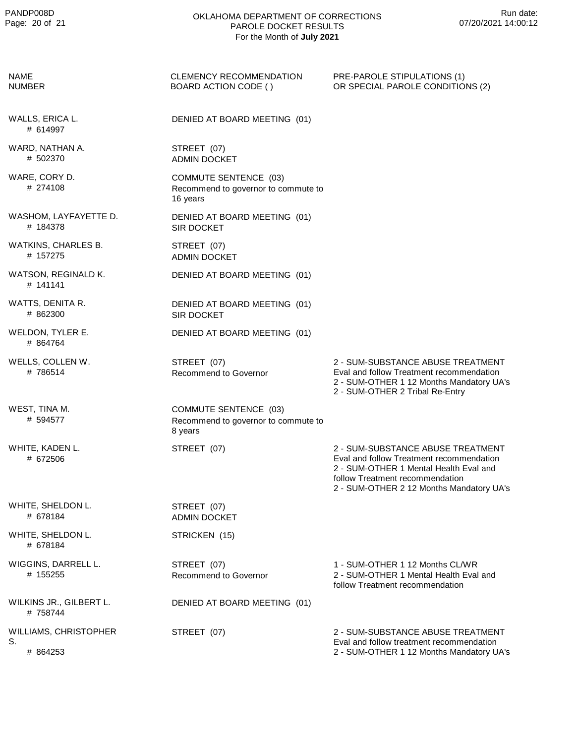OKLAHOMA DEPARTMENT OF CORRECTIONS
PAROLE DOCKET RESULTS
For the Month of **July 2021**

| NAME<br>NUMBER | CLEMENCY RECOMMENDATION<br>BOARD ACTION CODE ( ) | PRE-PAROLE STIPULATIONS (1)<br>OR SPECIAL PAROLE CONDITIONS (2) |
|---|---|---|
| WALLS, ERICA L.<br># 614997 | DENIED AT BOARD MEETING (01) | |
| WARD, NATHAN A.<br># 502370 | STREET (07)<br>ADMIN DOCKET | |
| WARE, CORY D.<br># 274108 | COMMUTE SENTENCE (03)<br>Recommend to governor to commute to 16 years | |
| WASHOM, LAYFAYETTE D.<br># 184378 | DENIED AT BOARD MEETING (01)<br>SIR DOCKET | |
| WATKINS, CHARLES B.<br># 157275 | STREET (07)<br>ADMIN DOCKET | |
| WATSON, REGINALD K.<br># 141141 | DENIED AT BOARD MEETING (01) | |
| WATTS, DENITA R.<br># 862300 | DENIED AT BOARD MEETING (01)<br>SIR DOCKET | |
| WELDON, TYLER E.<br># 864764 | DENIED AT BOARD MEETING (01) | |
| WELLS, COLLEN W.<br># 786514 | STREET (07)<br>Recommend to Governor | 2 - SUM-SUBSTANCE ABUSE TREATMENT Eval and follow Treatment recommendation<br>2 - SUM-OTHER 1 12 Months Mandatory UA's<br>2 - SUM-OTHER 2 Tribal Re-Entry |
| WEST, TINA M.<br># 594577 | COMMUTE SENTENCE (03)<br>Recommend to governor to commute to 8 years | |
| WHITE, KADEN L.<br># 672506 | STREET (07) | 2 - SUM-SUBSTANCE ABUSE TREATMENT Eval and follow Treatment recommendation<br>2 - SUM-OTHER 1 Mental Health Eval and follow Treatment recommendation<br>2 - SUM-OTHER 2 12 Months Mandatory UA's |
| WHITE, SHELDON L.<br># 678184 | STREET (07)<br>ADMIN DOCKET | |
| WHITE, SHELDON L.<br># 678184 | STRICKEN (15) | |
| WIGGINS, DARRELL L.<br># 155255 | STREET (07)<br>Recommend to Governor | 1 - SUM-OTHER 1 12 Months CL/WR<br>2 - SUM-OTHER 1 Mental Health Eval and follow Treatment recommendation |
| WILKINS JR., GILBERT L.<br># 758744 | DENIED AT BOARD MEETING (01) | |
| WILLIAMS, CHRISTOPHER S.<br># 864253 | STREET (07) | 2 - SUM-SUBSTANCE ABUSE TREATMENT Eval and follow treatment recommendation<br>2 - SUM-OTHER 1 12 Months Mandatory UA's |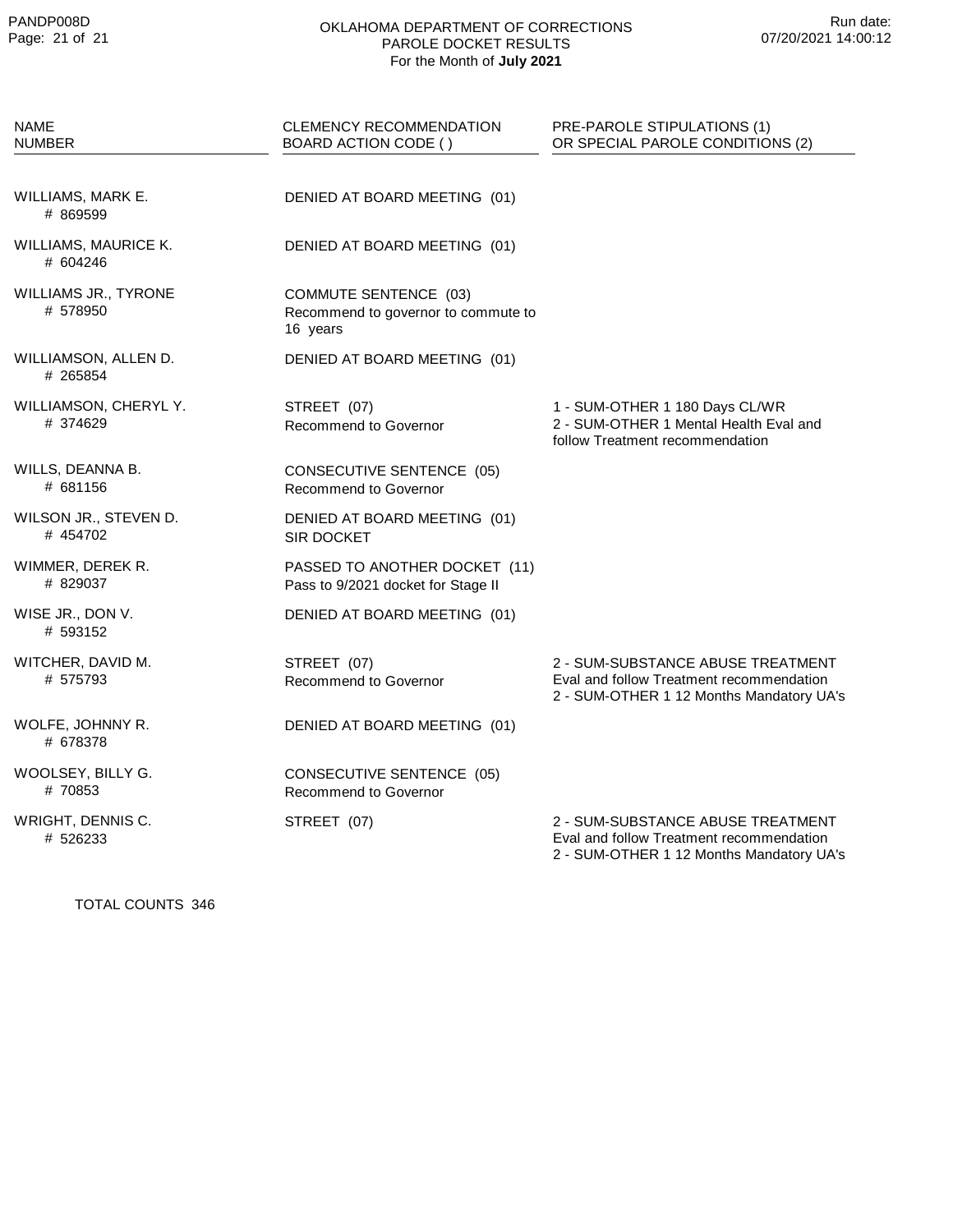OKLAHOMA DEPARTMENT OF CORRECTIONS
PAROLE DOCKET RESULTS
For the Month of **July 2021**

| NAME<br>NUMBER | CLEMENCY RECOMMENDATION<br>BOARD ACTION CODE ( ) | PRE-PAROLE STIPULATIONS (1)<br>OR SPECIAL PAROLE CONDITIONS (2) |
|---|---|---|
| WILLIAMS, MARK E.<br># 869599 | DENIED AT BOARD MEETING (01) | |
| WILLIAMS, MAURICE K.<br># 604246 | DENIED AT BOARD MEETING (01) | |
| WILLIAMS JR., TYRONE<br># 578950 | COMMUTE SENTENCE (03)<br>Recommend to governor to commute to 16 years | |
| WILLIAMSON, ALLEN D.<br># 265854 | DENIED AT BOARD MEETING (01) | |
| WILLIAMSON, CHERYL Y.<br># 374629 | STREET (07)<br>Recommend to Governor | 1 - SUM-OTHER 1 180 Days CL/WR<br>2 - SUM-OTHER 1 Mental Health Eval and follow Treatment recommendation |
| WILLS, DEANNA B.<br># 681156 | CONSECUTIVE SENTENCE (05)<br>Recommend to Governor | |
| WILSON JR., STEVEN D.<br># 454702 | DENIED AT BOARD MEETING (01)<br>SIR DOCKET | |
| WIMMER, DEREK R.<br># 829037 | PASSED TO ANOTHER DOCKET (11)<br>Pass to 9/2021 docket for Stage II | |
| WISE JR., DON V.<br># 593152 | DENIED AT BOARD MEETING (01) | |
| WITCHER, DAVID M.<br># 575793 | STREET (07)<br>Recommend to Governor | 2 - SUM-SUBSTANCE ABUSE TREATMENT Eval and follow Treatment recommendation<br>2 - SUM-OTHER 1 12 Months Mandatory UA's |
| WOLFE, JOHNNY R.<br># 678378 | DENIED AT BOARD MEETING (01) | |
| WOOLSEY, BILLY G.<br># 70853 | CONSECUTIVE SENTENCE (05)<br>Recommend to Governor | |
| WRIGHT, DENNIS C.<br># 526233 | STREET (07) | 2 - SUM-SUBSTANCE ABUSE TREATMENT Eval and follow Treatment recommendation<br>2 - SUM-OTHER 1 12 Months Mandatory UA's |

TOTAL COUNTS 346